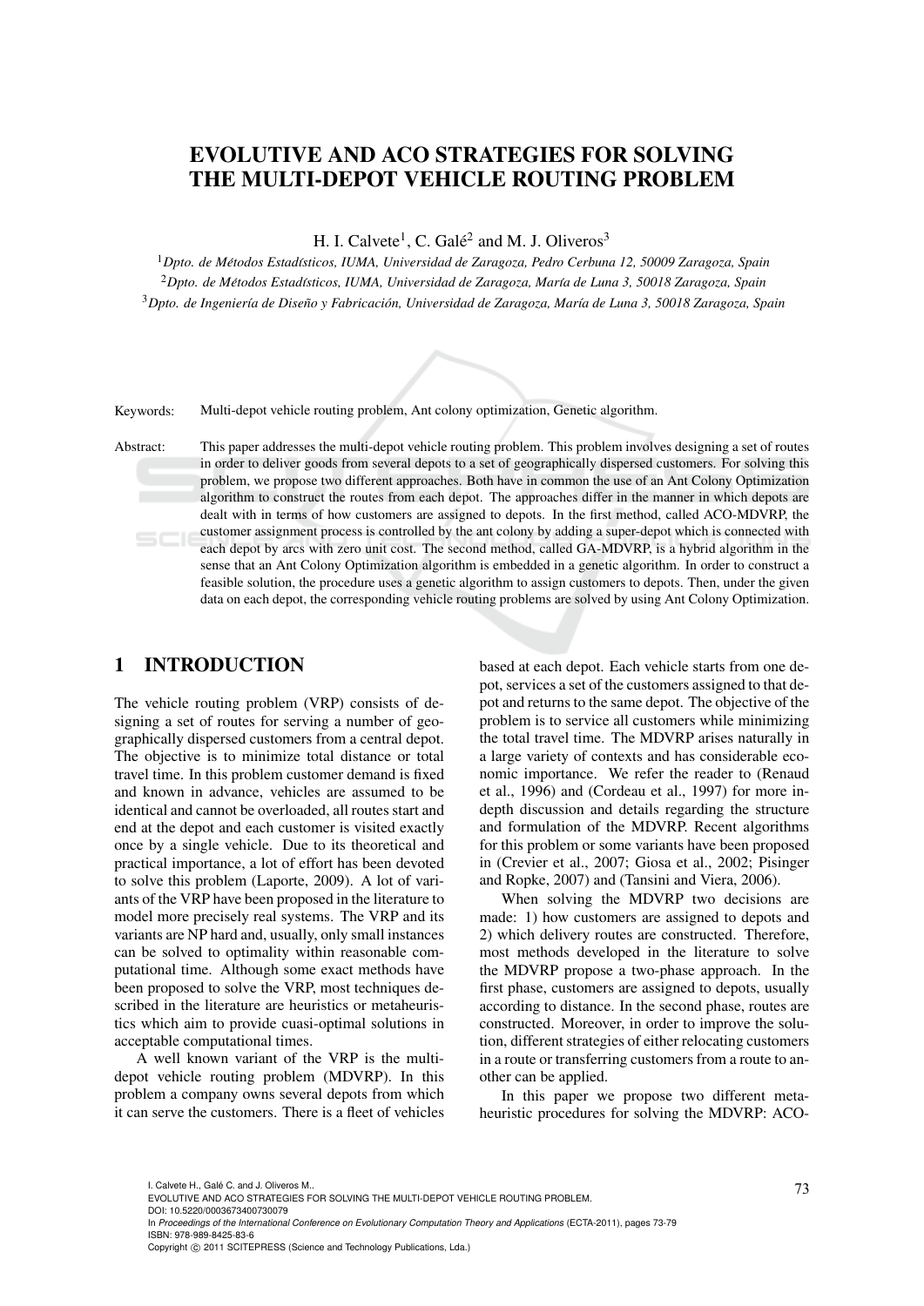# EVOLUTIVE AND ACO STRATEGIES FOR SOLVING THE MULTI-DEPOT VEHICLE ROUTING PROBLEM

H. I. Calvete[1], C. Galé[2] and M. J. Oliveros[3]

[1]*Dpto. de Métodos Estadísticos, IUMA, Universidad de Zaragoza, Pedro Cerbuna 12, 50009 Zaragoza, Spain*

[2]*Dpto. de Métodos Estadísticos, IUMA, Universidad de Zaragoza, María de Luna 3, 50018 Zaragoza, Spain*

[3]*Dpto. de Ingeniería de Diseño y Fabricación, Universidad de Zaragoza, María de Luna 3, 50018 Zaragoza, Spain*

Keywords: Multi-depot vehicle routing problem, Ant colony optimization, Genetic algorithm.

Abstract: This paper addresses the multi-depot vehicle routing problem. This problem involves designing a set of routes in order to deliver goods from several depots to a set of geographically dispersed customers. For solving this problem, we propose two different approaches. Both have in common the use of an Ant Colony Optimization algorithm to construct the routes from each depot. The approaches differ in the manner in which depots are dealt with in terms of how customers are assigned to depots. In the first method, called ACO-MDVRP, the customer assignment process is controlled by the ant colony by adding a super-depot which is connected with each depot by arcs with zero unit cost. The second method, called GA-MDVRP, is a hybrid algorithm in the sense that an Ant Colony Optimization algorithm is embedded in a genetic algorithm. In order to construct a feasible solution, the procedure uses a genetic algorithm to assign customers to depots. Then, under the given data on each depot, the corresponding vehicle routing problems are solved by using Ant Colony Optimization.

## 1 INTRODUCTION

The vehicle routing problem (VRP) consists of designing a set of routes for serving a number of geographically dispersed customers from a central depot. The objective is to minimize total distance or total travel time. In this problem customer demand is fixed and known in advance, vehicles are assumed to be identical and cannot be overloaded, all routes start and end at the depot and each customer is visited exactly once by a single vehicle. Due to its theoretical and practical importance, a lot of effort has been devoted to solve this problem (Laporte, 2009). A lot of variants of the VRP have been proposed in the literature to model more precisely real systems. The VRP and its variants are NP hard and, usually, only small instances can be solved to optimality within reasonable computational time. Although some exact methods have been proposed to solve the VRP, most techniques described in the literature are heuristics or metaheuristics which aim to provide cuasi-optimal solutions in acceptable computational times.

A well known variant of the VRP is the multi-depot vehicle routing problem (MDVRP). In this problem a company owns several depots from which it can serve the customers. There is a fleet of vehicles based at each depot. Each vehicle starts from one depot, services a set of the customers assigned to that depot and returns to the same depot. The objective of the problem is to service all customers while minimizing the total travel time. The MDVRP arises naturally in a large variety of contexts and has considerable economic importance. We refer the reader to (Renaud et al., 1996) and (Cordeau et al., 1997) for more in-depth discussion and details regarding the structure and formulation of the MDVRP. Recent algorithms for this problem or some variants have been proposed in (Crevier et al., 2007; Giosa et al., 2002; Pisinger and Ropke, 2007) and (Tansini and Viera, 2006).

When solving the MDVRP two decisions are made: 1) how customers are assigned to depots and 2) which delivery routes are constructed. Therefore, most methods developed in the literature to solve the MDVRP propose a two-phase approach. In the first phase, customers are assigned to depots, usually according to distance. In the second phase, routes are constructed. Moreover, in order to improve the solution, different strategies of either relocating customers in a route or transferring customers from a route to another can be applied.

In this paper we propose two different metaheuristic procedures for solving the MDVRP: ACO-

I. Calvete H., Galé C. and J. Oliveros M..
EVOLUTIVE AND ACO STRATEGIES FOR SOLVING THE MULTI-DEPOT VEHICLE ROUTING PROBLEM.
DOI: 10.5220/0003673400730079
In *Proceedings of the International Conference on Evolutionary Computation Theory and Applications* (ECTA-2011), pages 73-79
ISBN: 978-989-8425-83-6
Copyright © 2011 SCITEPRESS (Science and Technology Publications, Lda.)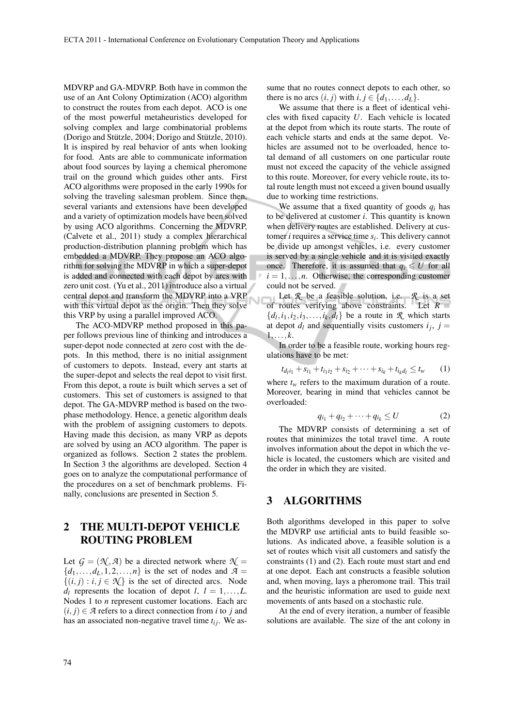MDVRP and GA-MDVRP. Both have in common the use of an Ant Colony Optimization (ACO) algorithm to construct the routes from each depot. ACO is one of the most powerful metaheuristics developed for solving complex and large combinatorial problems (Dorigo and Stützle, 2004; Dorigo and Stützle, 2010). It is inspired by real behavior of ants when looking for food. Ants are able to communicate information about food sources by laying a chemical pheromone trail on the ground which guides other ants. First ACO algorithms were proposed in the early 1990s for solving the traveling salesman problem. Since then, several variants and extensions have been developed and a variety of optimization models have been solved by using ACO algorithms. Concerning the MDVRP, (Calvete et al., 2011) study a complex hierarchical production-distribution planning problem which has embedded a MDVRP. They propose an ACO algorithm for solving the MDVRP in which a super-depot is added and connected with each depot by arcs with zero unit cost. (Yu et al., 2011) introduce also a virtual central depot and transform the MDVRP into a VRP with this virtual depot as the origin. Then they solve this VRP by using a parallel improved ACO.

The ACO-MDVRP method proposed in this paper follows previous line of thinking and introduces a super-depot node connected at zero cost with the depots. In this method, there is no initial assignment of customers to depots. Instead, every ant starts at the super-depot and selects the real depot to visit first. From this depot, a route is built which serves a set of customers. This set of customers is assigned to that depot. The GA-MDVRP method is based on the two-phase methodology. Hence, a genetic algorithm deals with the problem of assigning customers to depots. Having made this decision, as many VRP as depots are solved by using an ACO algorithm. The paper is organized as follows. Section 2 states the problem. In Section 3 the algorithms are developed. Section 4 goes on to analyze the computational performance of the procedures on a set of benchmark problems. Finally, conclusions are presented in Section 5.

## 2 THE MULTI-DEPOT VEHICLE ROUTING PROBLEM

Let $\mathcal{G} = (\mathcal{N}, \mathcal{A})$ be a directed network where $\mathcal{N} = \{d_1, \ldots, d_L, 1, 2, \ldots, n\}$ is the set of nodes and $\mathcal{A} = \{(i, j) : i, j \in \mathcal{N}\}$ is the set of directed arcs. Node $d_l$ represents the location of depot $l$, $l = 1, \ldots, L$. Nodes 1 to $n$ represent customer locations. Each arc $(i, j) \in \mathcal{A}$ refers to a direct connection from $i$ to $j$ and has an associated non-negative travel time $t_{ij}$. We assume that no routes connect depots to each other, so there is no arcs $(i, j)$ with $i, j \in \{d_1, \ldots, d_L\}$.

We assume that there is a fleet of identical vehicles with fixed capacity $U$. Each vehicle is located at the depot from which its route starts. The route of each vehicle starts and ends at the same depot. Vehicles are assumed not to be overloaded, hence total demand of all customers on one particular route must not exceed the capacity of the vehicle assigned to this route. Moreover, for every vehicle route, its total route length must not exceed a given bound usually due to working time restrictions.

We assume that a fixed quantity of goods $q_i$ has to be delivered at customer $i$. This quantity is known when delivery routes are established. Delivery at customer $i$ requires a service time $s_i$. This delivery cannot be divide up amongst vehicles, i.e. every customer is served by a single vehicle and it is visited exactly once. Therefore, it is assumed that $q_i \leqslant U$ for all $i = 1, \ldots, n$. Otherwise, the corresponding customer could not be served.

Let $\mathcal{R}$ be a feasible solution, i.e. $\mathcal{R}$ is a set of routes verifying above constraints. Let $R = \{d_l, i_1, i_2, i_3, \ldots, i_k, d_l\}$ be a route in $\mathcal{R}$ which starts at depot $d_l$ and sequentially visits customers $i_j$, $j = 1, \ldots, k$.

In order to be a feasible route, working hours regulations have to be met:

$$t_{d_l i_1} + s_{i_1} + t_{i_1 i_2} + s_{i_2} + \cdots + s_{i_k} + t_{i_k d_l} \leq t_w \qquad (1)$$

where $t_w$ refers to the maximum duration of a route. Moreover, bearing in mind that vehicles cannot be overloaded:

$$q_{i_1} + q_{i_2} + \cdots + q_{i_k} \leq U \qquad (2)$$

The MDVRP consists of determining a set of routes that minimizes the total travel time. A route involves information about the depot in which the vehicle is located, the customers which are visited and the order in which they are visited.

## 3 ALGORITHMS

Both algorithms developed in this paper to solve the MDVRP use artificial ants to build feasible solutions. As indicated above, a feasible solution is a set of routes which visit all customers and satisfy the constraints (1) and (2). Each route must start and end at one depot. Each ant constructs a feasible solution and, when moving, lays a pheromone trail. This trail and the heuristic information are used to guide next movements of ants based on a stochastic rule.

At the end of every iteration, a number of feasible solutions are available. The size of the ant colony in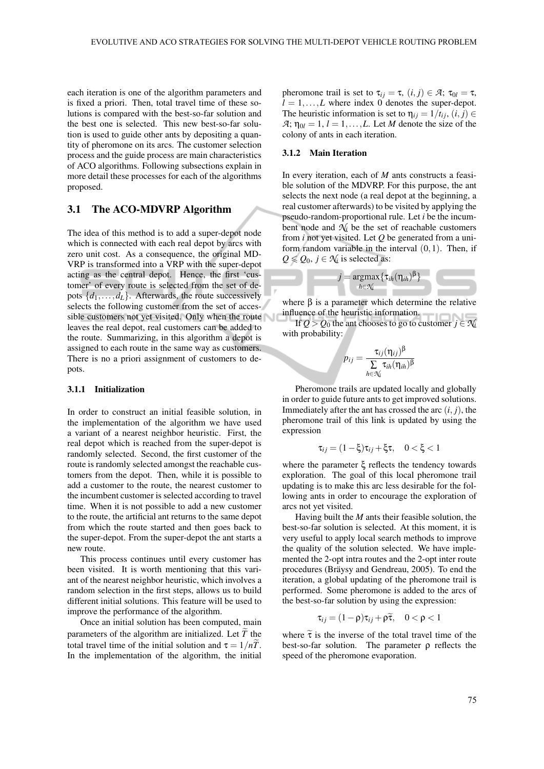each iteration is one of the algorithm parameters and is fixed a priori. Then, total travel time of these solutions is compared with the best-so-far solution and the best one is selected. This new best-so-far solution is used to guide other ants by depositing a quantity of pheromone on its arcs. The customer selection process and the guide process are main characteristics of ACO algorithms. Following subsections explain in more detail these processes for each of the algorithms proposed.

## 3.1 The ACO-MDVRP Algorithm

The idea of this method is to add a super-depot node which is connected with each real depot by arcs with zero unit cost. As a consequence, the original MDVRP is transformed into a VRP with the super-depot acting as the central depot. Hence, the first 'customer' of every route is selected from the set of depots $\{d_1, \ldots, d_L\}$. Afterwards, the route successively selects the following customer from the set of accessible customers not yet visited. Only when the route leaves the real depot, real customers can be added to the route. Summarizing, in this algorithm a depot is assigned to each route in the same way as customers. There is no a priori assignment of customers to depots.

### 3.1.1 Initialization

In order to construct an initial feasible solution, in the implementation of the algorithm we have used a variant of a nearest neighbor heuristic. First, the real depot which is reached from the super-depot is randomly selected. Second, the first customer of the route is randomly selected amongst the reachable customers from the depot. Then, while it is possible to add a customer to the route, the nearest customer to the incumbent customer is selected according to travel time. When it is not possible to add a new customer to the route, the artificial ant returns to the same depot from which the route started and then goes back to the super-depot. From the super-depot the ant starts a new route.

This process continues until every customer has been visited. It is worth mentioning that this variant of the nearest neighbor heuristic, which involves a random selection in the first steps, allows us to build different initial solutions. This feature will be used to improve the performance of the algorithm.

Once an initial solution has been computed, main parameters of the algorithm are initialized. Let $\widetilde{T}$ the total travel time of the initial solution and $\tau = 1/n\widetilde{T}$. In the implementation of the algorithm, the initial pheromone trail is set to $\tau_{ij} = \tau$, $(i, j) \in \mathcal{A}$; $\tau_{0l} = \tau$, $l = 1, \ldots, L$ where index 0 denotes the super-depot. The heuristic information is set to $\eta_{ij} = 1/t_{ij}$, $(i, j) \in \mathcal{A}$; $\eta_{0l} = 1$, $l = 1, \ldots, L$. Let $M$ denote the size of the colony of ants in each iteration.

### 3.1.2 Main Iteration

In every iteration, each of $M$ ants constructs a feasible solution of the MDVRP. For this purpose, the ant selects the next node (a real depot at the beginning, a real customer afterwards) to be visited by applying the pseudo-random-proportional rule. Let $i$ be the incumbent node and $\mathcal{N}_i$ be the set of reachable customers from $i$ not yet visited. Let $Q$ be generated from a uniform random variable in the interval $(0, 1)$. Then, if $Q \leqslant Q_0$, $j \in \mathcal{N}_i$ is selected as:

$$j = \underset{h \in \mathcal{N}_i}{\operatorname{argmax}} \{\tau_{ih}(\eta_{ih})^{\beta}\}$$

where $\beta$ is a parameter which determine the relative influence of the heuristic information.

If $Q > Q_0$ the ant chooses to go to customer $j \in \mathcal{N}_i$ with probability:

$$p_{ij} = \frac{\tau_{ij}(\eta_{ij})^{\beta}}{\sum\limits_{h \in \mathcal{N}_i} \tau_{ih}(\eta_{ih})^{\beta}}$$

Pheromone trails are updated locally and globally in order to guide future ants to get improved solutions. Immediately after the ant has crossed the arc $(i, j)$, the pheromone trail of this link is updated by using the expression

$$\tau_{ij} = (1 - \xi)\tau_{ij} + \xi\tau, \quad 0 < \xi < 1$$

where the parameter $\xi$ reflects the tendency towards exploration. The goal of this local pheromone trail updating is to make this arc less desirable for the following ants in order to encourage the exploration of arcs not yet visited.

Having built the $M$ ants their feasible solution, the best-so-far solution is selected. At this moment, it is very useful to apply local search methods to improve the quality of the solution selected. We have implemented the 2-opt intra routes and the 2-opt inter route procedures (Bräysy and Gendreau, 2005). To end the iteration, a global updating of the pheromone trail is performed. Some pheromone is added to the arcs of the best-so-far solution by using the expression:

$$\tau_{ij} = (1 - \rho)\tau_{ij} + \rho\widetilde{\tau}, \quad 0 < \rho < 1$$

where $\widetilde{\tau}$ is the inverse of the total travel time of the best-so-far solution. The parameter $\rho$ reflects the speed of the pheromone evaporation.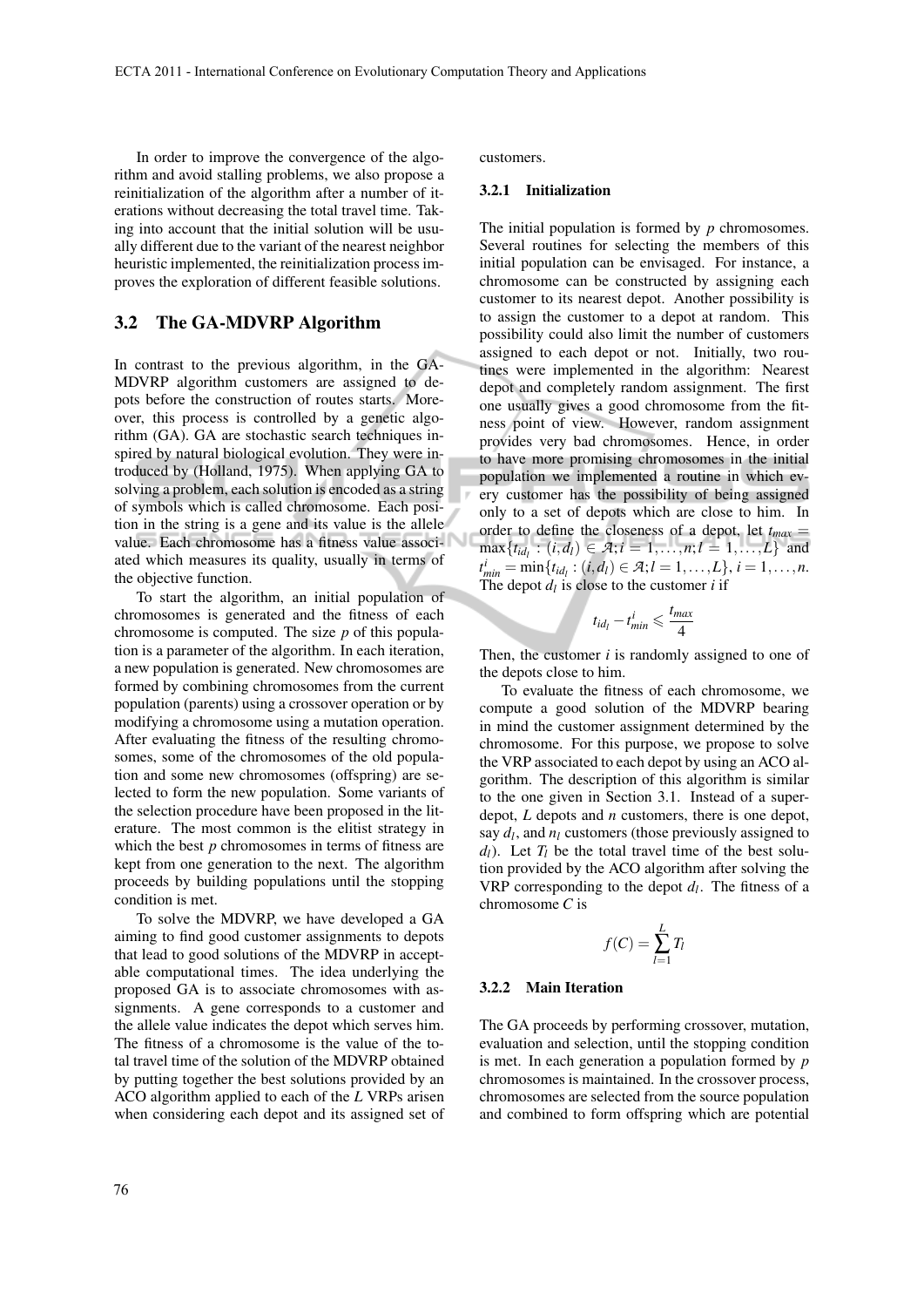In order to improve the convergence of the algorithm and avoid stalling problems, we also propose a reinitialization of the algorithm after a number of iterations without decreasing the total travel time. Taking into account that the initial solution will be usually different due to the variant of the nearest neighbor heuristic implemented, the reinitialization process improves the exploration of different feasible solutions.

## 3.2 The GA-MDVRP Algorithm

In contrast to the previous algorithm, in the GA-MDVRP algorithm customers are assigned to depots before the construction of routes starts. Moreover, this process is controlled by a genetic algorithm (GA). GA are stochastic search techniques inspired by natural biological evolution. They were introduced by (Holland, 1975). When applying GA to solving a problem, each solution is encoded as a string of symbols which is called chromosome. Each position in the string is a gene and its value is the allele value. Each chromosome has a fitness value associated which measures its quality, usually in terms of the objective function.

To start the algorithm, an initial population of chromosomes is generated and the fitness of each chromosome is computed. The size $p$ of this population is a parameter of the algorithm. In each iteration, a new population is generated. New chromosomes are formed by combining chromosomes from the current population (parents) using a crossover operation or by modifying a chromosome using a mutation operation. After evaluating the fitness of the resulting chromosomes, some of the chromosomes of the old population and some new chromosomes (offspring) are selected to form the new population. Some variants of the selection procedure have been proposed in the literature. The most common is the elitist strategy in which the best $p$ chromosomes in terms of fitness are kept from one generation to the next. The algorithm proceeds by building populations until the stopping condition is met.

To solve the MDVRP, we have developed a GA aiming to find good customer assignments to depots that lead to good solutions of the MDVRP in acceptable computational times. The idea underlying the proposed GA is to associate chromosomes with assignments. A gene corresponds to a customer and the allele value indicates the depot which serves him. The fitness of a chromosome is the value of the total travel time of the solution of the MDVRP obtained by putting together the best solutions provided by an ACO algorithm applied to each of the $L$ VRPs arisen when considering each depot and its assigned set of customers.

### 3.2.1 Initialization

The initial population is formed by $p$ chromosomes. Several routines for selecting the members of this initial population can be envisaged. For instance, a chromosome can be constructed by assigning each customer to its nearest depot. Another possibility is to assign the customer to a depot at random. This possibility could also limit the number of customers assigned to each depot or not. Initially, two routines were implemented in the algorithm: Nearest depot and completely random assignment. The first one usually gives a good chromosome from the fitness point of view. However, random assignment provides very bad chromosomes. Hence, in order to have more promising chromosomes in the initial population we implemented a routine in which every customer has the possibility of being assigned only to a set of depots which are close to him. In order to define the closeness of a depot, let $t_{max} = \max\{t_{id_l} : (i,d_l) \in \mathcal{A}; i = 1,\ldots,n; l = 1,\ldots,L\}$ and $t^i_{min} = \min\{t_{id_l} : (i,d_l) \in \mathcal{A}; l = 1,\ldots,L\}$, $i = 1,\ldots,n$. The depot $d_l$ is close to the customer $i$ if

$$t_{id_l} - t^i_{min} \leqslant \frac{t_{max}}{4}$$

Then, the customer $i$ is randomly assigned to one of the depots close to him.

To evaluate the fitness of each chromosome, we compute a good solution of the MDVRP bearing in mind the customer assignment determined by the chromosome. For this purpose, we propose to solve the VRP associated to each depot by using an ACO algorithm. The description of this algorithm is similar to the one given in Section 3.1. Instead of a super-depot, $L$ depots and $n$ customers, there is one depot, say $d_l$, and $n_l$ customers (those previously assigned to $d_l$). Let $T_l$ be the total travel time of the best solution provided by the ACO algorithm after solving the VRP corresponding to the depot $d_l$. The fitness of a chromosome $C$ is

$$f(C) = \sum_{l=1}^{L} T_l$$

### 3.2.2 Main Iteration

The GA proceeds by performing crossover, mutation, evaluation and selection, until the stopping condition is met. In each generation a population formed by $p$ chromosomes is maintained. In the crossover process, chromosomes are selected from the source population and combined to form offspring which are potential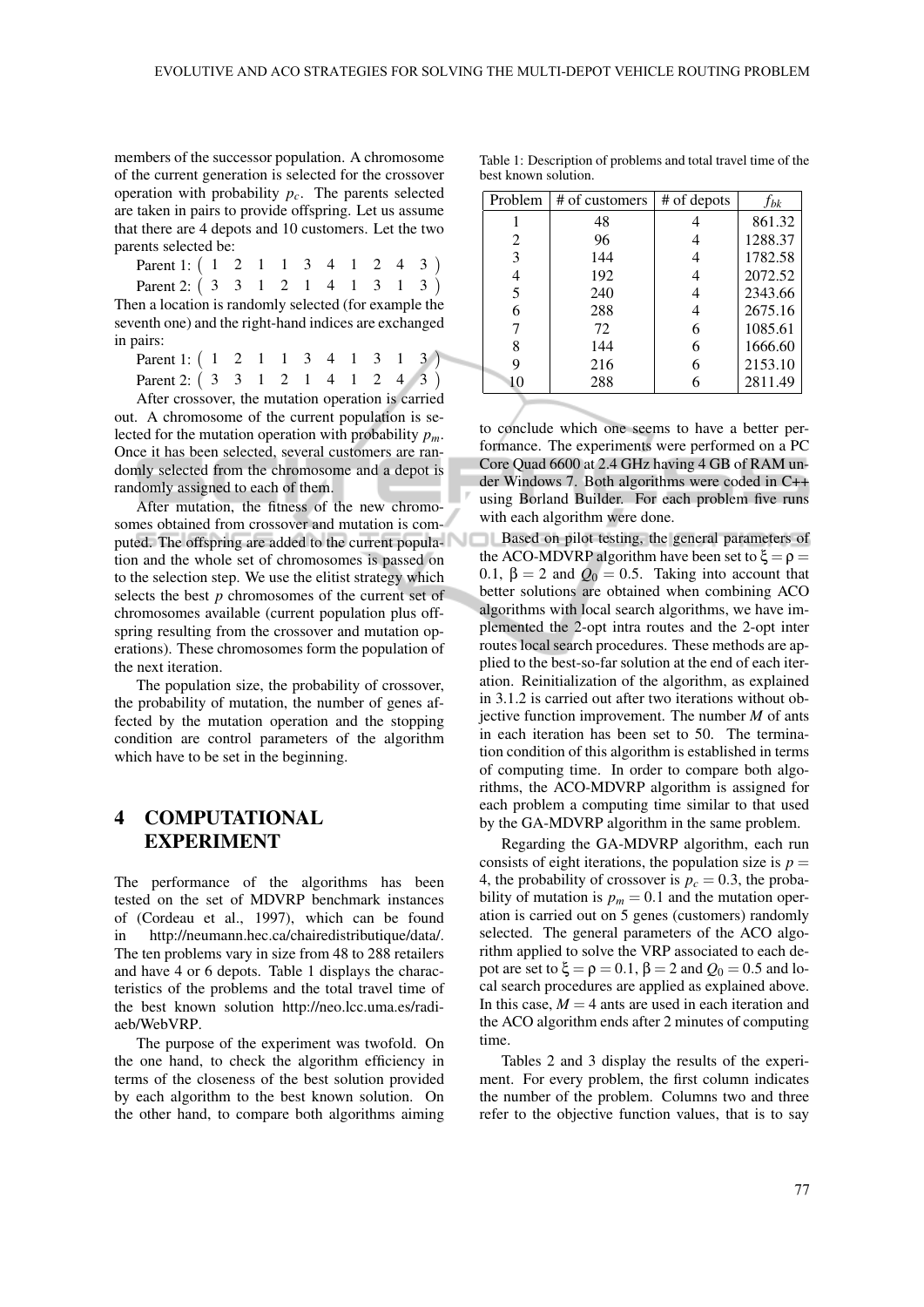members of the successor population. A chromosome of the current generation is selected for the crossover operation with probability $p_c$. The parents selected are taken in pairs to provide offspring. Let us assume that there are 4 depots and 10 customers. Let the two parents selected be:

Parent 1: $\begin{pmatrix} 1 & 2 & 1 & 1 & 3 & 4 & 1 & 2 & 4 & 3 \end{pmatrix}$

Parent 2: $\begin{pmatrix} 3 & 3 & 1 & 2 & 1 & 4 & 1 & 3 & 1 & 3 \end{pmatrix}$

Then a location is randomly selected (for example the seventh one) and the right-hand indices are exchanged in pairs:

Parent 1: $\begin{pmatrix} 1 & 2 & 1 & 1 & 3 & 4 & 1 & 3 & 1 & 3 \end{pmatrix}$

Parent 2: $\begin{pmatrix} 3 & 3 & 1 & 2 & 1 & 4 & 1 & 2 & 4 & 3 \end{pmatrix}$

After crossover, the mutation operation is carried out. A chromosome of the current population is selected for the mutation operation with probability $p_m$. Once it has been selected, several customers are randomly selected from the chromosome and a depot is randomly assigned to each of them.

After mutation, the fitness of the new chromosomes obtained from crossover and mutation is computed. The offspring are added to the current population and the whole set of chromosomes is passed on to the selection step. We use the elitist strategy which selects the best $p$ chromosomes of the current set of chromosomes available (current population plus offspring resulting from the crossover and mutation operations). These chromosomes form the population of the next iteration.

The population size, the probability of crossover, the probability of mutation, the number of genes affected by the mutation operation and the stopping condition are control parameters of the algorithm which have to be set in the beginning.

## 4 COMPUTATIONAL EXPERIMENT

The performance of the algorithms has been tested on the set of MDVRP benchmark instances of (Cordeau et al., 1997), which can be found in http://neumann.hec.ca/chairedistributique/data/. The ten problems vary in size from 48 to 288 retailers and have 4 or 6 depots. Table 1 displays the characteristics of the problems and the total travel time of the best known solution http://neo.lcc.uma.es/radiaeb/WebVRP.

The purpose of the experiment was twofold. On the one hand, to check the algorithm efficiency in terms of the closeness of the best solution provided by each algorithm to the best known solution. On the other hand, to compare both algorithms aiming to conclude which one seems to have a better performance. The experiments were performed on a PC Core Quad 6600 at 2.4 GHz having 4 GB of RAM under Windows 7. Both algorithms were coded in C++ using Borland Builder. For each problem five runs with each algorithm were done.

Table 1: Description of problems and total travel time of the best known solution.

| Problem | # of customers | # of depots | $f_{bk}$ |
|---|---|---|---|
| 1 | 48 | 4 | 861.32 |
| 2 | 96 | 4 | 1288.37 |
| 3 | 144 | 4 | 1782.58 |
| 4 | 192 | 4 | 2072.52 |
| 5 | 240 | 4 | 2343.66 |
| 6 | 288 | 4 | 2675.16 |
| 7 | 72 | 6 | 1085.61 |
| 8 | 144 | 6 | 1666.60 |
| 9 | 216 | 6 | 2153.10 |
| 10 | 288 | 6 | 2811.49 |

Based on pilot testing, the general parameters of the ACO-MDVRP algorithm have been set to $\xi = \rho = 0.1$, $\beta = 2$ and $Q_0 = 0.5$. Taking into account that better solutions are obtained when combining ACO algorithms with local search algorithms, we have implemented the 2-opt intra routes and the 2-opt inter routes local search procedures. These methods are applied to the best-so-far solution at the end of each iteration. Reinitialization of the algorithm, as explained in 3.1.2 is carried out after two iterations without objective function improvement. The number $M$ of ants in each iteration has been set to 50. The termination condition of this algorithm is established in terms of computing time. In order to compare both algorithms, the ACO-MDVRP algorithm is assigned for each problem a computing time similar to that used by the GA-MDVRP algorithm in the same problem.

Regarding the GA-MDVRP algorithm, each run consists of eight iterations, the population size is $p = 4$, the probability of crossover is $p_c = 0.3$, the probability of mutation is $p_m = 0.1$ and the mutation operation is carried out on 5 genes (customers) randomly selected. The general parameters of the ACO algorithm applied to solve the VRP associated to each depot are set to $\xi = \rho = 0.1$, $\beta = 2$ and $Q_0 = 0.5$ and local search procedures are applied as explained above. In this case, $M = 4$ ants are used in each iteration and the ACO algorithm ends after 2 minutes of computing time.

Tables 2 and 3 display the results of the experiment. For every problem, the first column indicates the number of the problem. Columns two and three refer to the objective function values, that is to say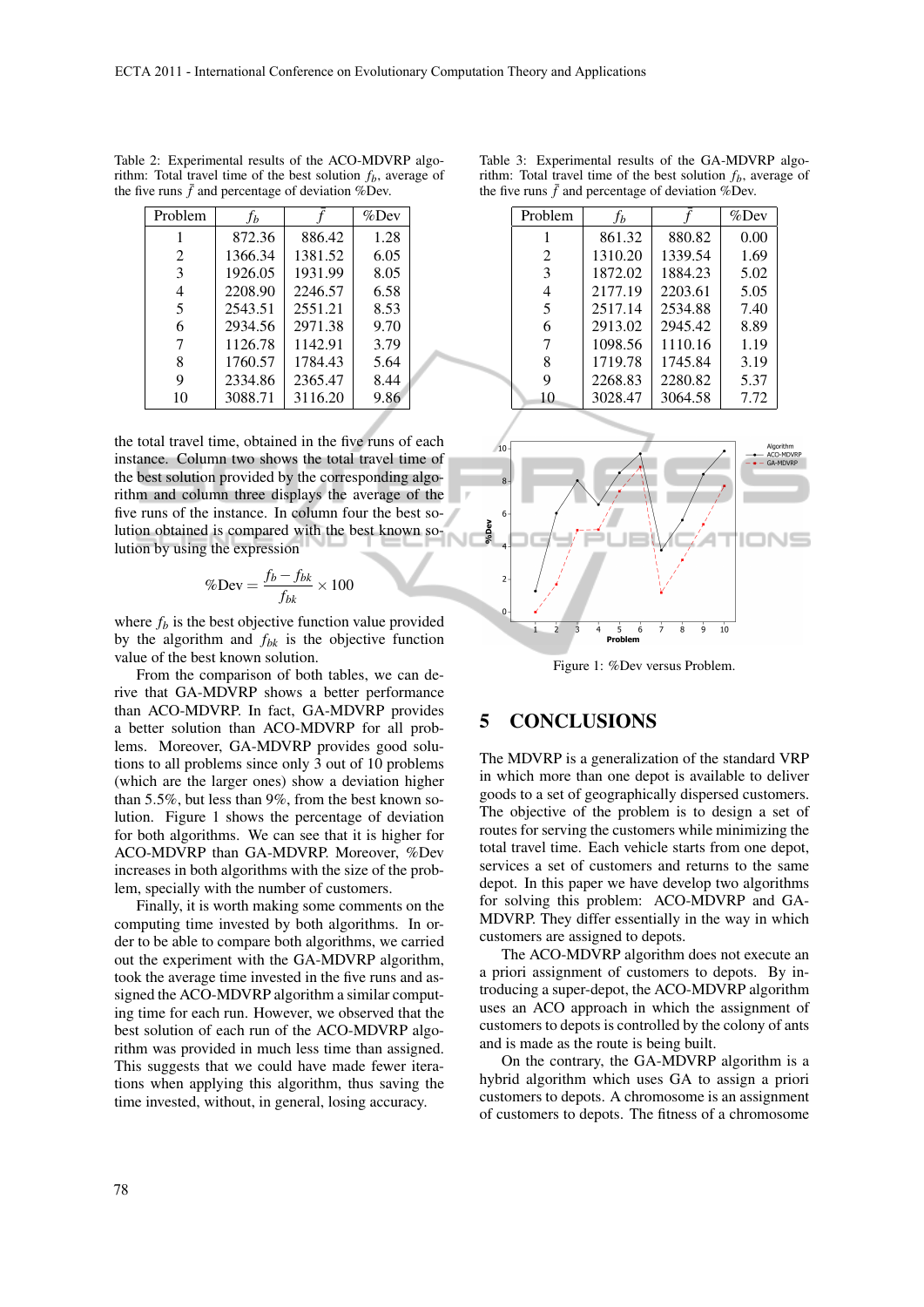Table 2: Experimental results of the ACO-MDVRP algorithm: Total travel time of the best solution $f_b$, average of the five runs $\bar{f}$ and percentage of deviation %Dev.

| Problem | $f_b$ | $\bar{f}$ | %Dev |
|---|---|---|---|
| 1 | 872.36 | 886.42 | 1.28 |
| 2 | 1366.34 | 1381.52 | 6.05 |
| 3 | 1926.05 | 1931.99 | 8.05 |
| 4 | 2208.90 | 2246.57 | 6.58 |
| 5 | 2543.51 | 2551.21 | 8.53 |
| 6 | 2934.56 | 2971.38 | 9.70 |
| 7 | 1126.78 | 1142.91 | 3.79 |
| 8 | 1760.57 | 1784.43 | 5.64 |
| 9 | 2334.86 | 2365.47 | 8.44 |
| 10 | 3088.71 | 3116.20 | 9.86 |

Table 3: Experimental results of the GA-MDVRP algorithm: Total travel time of the best solution $f_b$, average of the five runs $\bar{f}$ and percentage of deviation %Dev.

| Problem | $f_b$ | $\bar{f}$ | %Dev |
|---|---|---|---|
| 1 | 861.32 | 880.82 | 0.00 |
| 2 | 1310.20 | 1339.54 | 1.69 |
| 3 | 1872.02 | 1884.23 | 5.02 |
| 4 | 2177.19 | 2203.61 | 5.05 |
| 5 | 2517.14 | 2534.88 | 7.40 |
| 6 | 2913.02 | 2945.42 | 8.89 |
| 7 | 1098.56 | 1110.16 | 1.19 |
| 8 | 1719.78 | 1745.84 | 3.19 |
| 9 | 2268.83 | 2280.82 | 5.37 |
| 10 | 3028.47 | 3064.58 | 7.72 |

the total travel time, obtained in the five runs of each instance. Column two shows the total travel time of the best solution provided by the corresponding algorithm and column three displays the average of the five runs of the instance. In column four the best solution obtained is compared with the best known solution by using the expression

$$\%\text{Dev} = \frac{f_b - f_{bk}}{f_{bk}} \times 100$$

where $f_b$ is the best objective function value provided by the algorithm and $f_{bk}$ is the objective function value of the best known solution.

From the comparison of both tables, we can derive that GA-MDVRP shows a better performance than ACO-MDVRP. In fact, GA-MDVRP provides a better solution than ACO-MDVRP for all problems. Moreover, GA-MDVRP provides good solutions to all problems since only 3 out of 10 problems (which are the larger ones) show a deviation higher than 5.5%, but less than 9%, from the best known solution. Figure 1 shows the percentage of deviation for both algorithms. We can see that it is higher for ACO-MDVRP than GA-MDVRP. Moreover, %Dev increases in both algorithms with the size of the problem, specially with the number of customers.

Finally, it is worth making some comments on the computing time invested by both algorithms. In order to be able to compare both algorithms, we carried out the experiment with the GA-MDVRP algorithm, took the average time invested in the five runs and assigned the ACO-MDVRP algorithm a similar computing time for each run. However, we observed that the best solution of each run of the ACO-MDVRP algorithm was provided in much less time than assigned. This suggests that we could have made fewer iterations when applying this algorithm, thus saving the time invested, without, in general, losing accuracy.

Figure 1: %Dev versus Problem.

## 5 CONCLUSIONS

The MDVRP is a generalization of the standard VRP in which more than one depot is available to deliver goods to a set of geographically dispersed customers. The objective of the problem is to design a set of routes for serving the customers while minimizing the total travel time. Each vehicle starts from one depot, services a set of customers and returns to the same depot. In this paper we have develop two algorithms for solving this problem: ACO-MDVRP and GA-MDVRP. They differ essentially in the way in which customers are assigned to depots.

The ACO-MDVRP algorithm does not execute an a priori assignment of customers to depots. By introducing a super-depot, the ACO-MDVRP algorithm uses an ACO approach in which the assignment of customers to depots is controlled by the colony of ants and is made as the route is being built.

On the contrary, the GA-MDVRP algorithm is a hybrid algorithm which uses GA to assign a priori customers to depots. A chromosome is an assignment of customers to depots. The fitness of a chromosome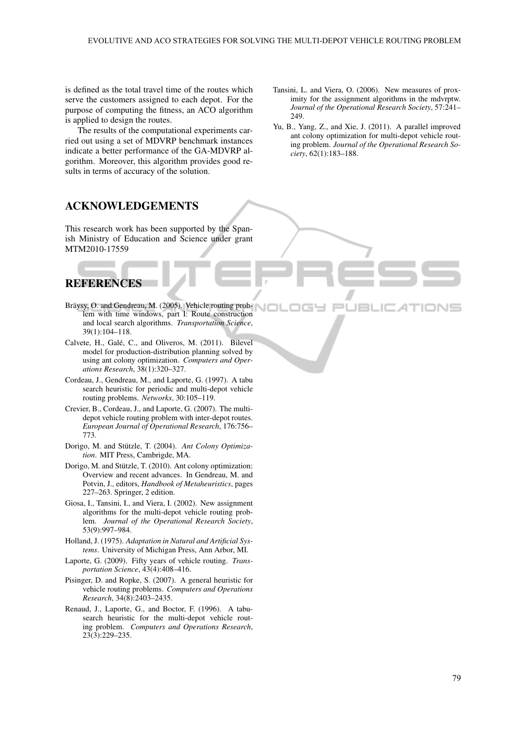is defined as the total travel time of the routes which serve the customers assigned to each depot. For the purpose of computing the fitness, an ACO algorithm is applied to design the routes.

The results of the computational experiments carried out using a set of MDVRP benchmark instances indicate a better performance of the GA-MDVRP algorithm. Moreover, this algorithm provides good results in terms of accuracy of the solution.

## ACKNOWLEDGEMENTS

This research work has been supported by the Spanish Ministry of Education and Science under grant MTM2010-17559

## REFERENCES

Bräysy, O. and Gendreau, M. (2005). Vehicle routing problem with time windows, part I: Route construction and local search algorithms. *Transportation Science*, 39(1):104–118.

Calvete, H., Galé, C., and Oliveros, M. (2011). Bilevel model for production-distribution planning solved by using ant colony optimization. *Computers and Operations Research*, 38(1):320–327.

Cordeau, J., Gendreau, M., and Laporte, G. (1997). A tabu search heuristic for periodic and multi-depot vehicle routing problems. *Networks*, 30:105–119.

Crevier, B., Cordeau, J., and Laporte, G. (2007). The multi-depot vehicle routing problem with inter-depot routes. *European Journal of Operational Research*, 176:756–773.

Dorigo, M. and Stützle, T. (2004). *Ant Colony Optimization*. MIT Press, Cambrigde, MA.

Dorigo, M. and Stützle, T. (2010). Ant colony optimization: Overview and recent advances. In Gendreau, M. and Potvin, J., editors, *Handbook of Metaheuristics*, pages 227–263. Springer, 2 edition.

Giosa, I., Tansini, I., and Viera, I. (2002). New assignment algorithms for the multi-depot vehicle routing problem. *Journal of the Operational Research Society*, 53(9):997–984.

Holland, J. (1975). *Adaptation in Natural and Artificial Systems*. University of Michigan Press, Ann Arbor, MI.

Laporte, G. (2009). Fifty years of vehicle routing. *Transportation Science*, 43(4):408–416.

Pisinger, D. and Ropke, S. (2007). A general heuristic for vehicle routing problems. *Computers and Operations Research*, 34(8):2403–2435.

Renaud, J., Laporte, G., and Boctor, F. (1996). A tabu-search heuristic for the multi-depot vehicle routing problem. *Computers and Operations Research*, 23(3):229–235.

Tansini, L. and Viera, O. (2006). New measures of proximity for the assignment algorithms in the mdvrptw. *Journal of the Operational Research Society*, 57:241–249.

Yu, B., Yang, Z., and Xie, J. (2011). A parallel improved ant colony optimization for multi-depot vehicle routing problem. *Journal of the Operational Research Society*, 62(1):183–188.